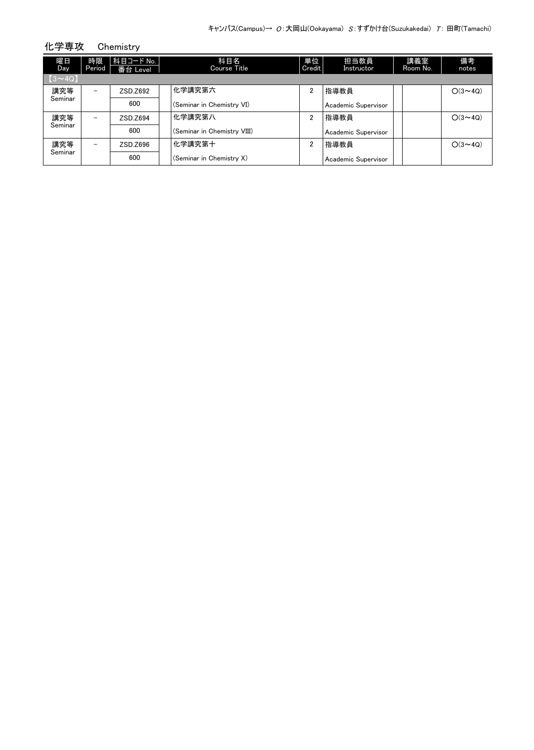キャンパス(Campus)→ O：大岡山(Ookayama) S：すずかけ台(Suzukakedai) T：田町(Tamachi)

## 化学専攻 Chemistry

| 曜日 Day | 時限 Period | 科目コード No. 番台 Level | 科目名 Course Title | 単位 Credit | 担当教員 Instructor | 講義室 Room No. | 備考 notes |
|---|---|---|---|---|---|---|---|
| 【3～4Q】 | | | | | | | |
| 講究等 Seminar | － | ZSD.Z692 600 | 化学講究第六 (Seminar in Chemistry VI) | 2 | 指導教員 Academic Supervisor | | O(3～4Q) |
| 講究等 Seminar | － | ZSD.Z694 600 | 化学講究第八 (Seminar in Chemistry VIII) | 2 | 指導教員 Academic Supervisor | | O(3～4Q) |
| 講究等 Seminar | － | ZSD.Z696 600 | 化学講究第十 (Seminar in Chemistry X) | 2 | 指導教員 Academic Supervisor | | O(3～4Q) |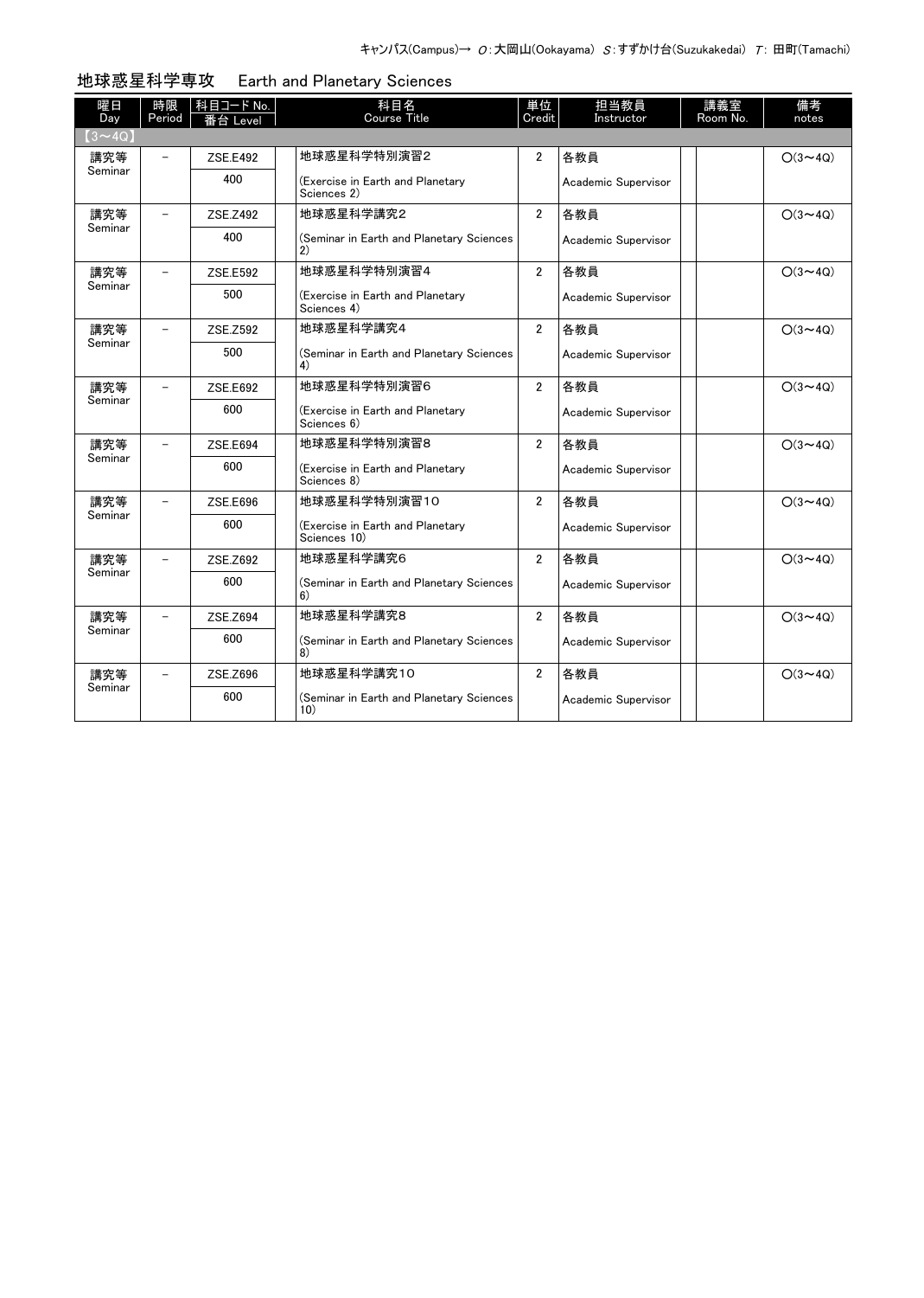キャンパス(Campus)→ O：大岡山(Ookayama) S：すずかけ台(Suzukakedai) T：田町(Tamachi)

## 地球惑星科学専攻　Earth and Planetary Sciences

| 曜日 Day | 時限 Period | 科目コード No. 番台 Level | 科目名 Course Title | 単位 Credit | 担当教員 Instructor | 講義室 Room No. | 備考 notes |
|---|---|---|---|---|---|---|---|
| 【3～4Q】 | | | | | | | |
| 講究等 Seminar | － | ZSE.E492 400 | 地球惑星科学特別演習2 (Exercise in Earth and Planetary Sciences 2) | 2 | 各教員 Academic Supervisor | | O(3～4Q) |
| 講究等 Seminar | － | ZSE.Z492 400 | 地球惑星科学講究2 (Seminar in Earth and Planetary Sciences 2) | 2 | 各教員 Academic Supervisor | | O(3～4Q) |
| 講究等 Seminar | － | ZSE.E592 500 | 地球惑星科学特別演習4 (Exercise in Earth and Planetary Sciences 4) | 2 | 各教員 Academic Supervisor | | O(3～4Q) |
| 講究等 Seminar | － | ZSE.Z592 500 | 地球惑星科学講究4 (Seminar in Earth and Planetary Sciences 4) | 2 | 各教員 Academic Supervisor | | O(3～4Q) |
| 講究等 Seminar | － | ZSE.E692 600 | 地球惑星科学特別演習6 (Exercise in Earth and Planetary Sciences 6) | 2 | 各教員 Academic Supervisor | | O(3～4Q) |
| 講究等 Seminar | － | ZSE.E694 600 | 地球惑星科学特別演習8 (Exercise in Earth and Planetary Sciences 8) | 2 | 各教員 Academic Supervisor | | O(3～4Q) |
| 講究等 Seminar | － | ZSE.E696 600 | 地球惑星科学特別演習10 (Exercise in Earth and Planetary Sciences 10) | 2 | 各教員 Academic Supervisor | | O(3～4Q) |
| 講究等 Seminar | － | ZSE.Z692 600 | 地球惑星科学講究6 (Seminar in Earth and Planetary Sciences 6) | 2 | 各教員 Academic Supervisor | | O(3～4Q) |
| 講究等 Seminar | － | ZSE.Z694 600 | 地球惑星科学講究8 (Seminar in Earth and Planetary Sciences 8) | 2 | 各教員 Academic Supervisor | | O(3～4Q) |
| 講究等 Seminar | － | ZSE.Z696 600 | 地球惑星科学講究10 (Seminar in Earth and Planetary Sciences 10) | 2 | 各教員 Academic Supervisor | | O(3～4Q) |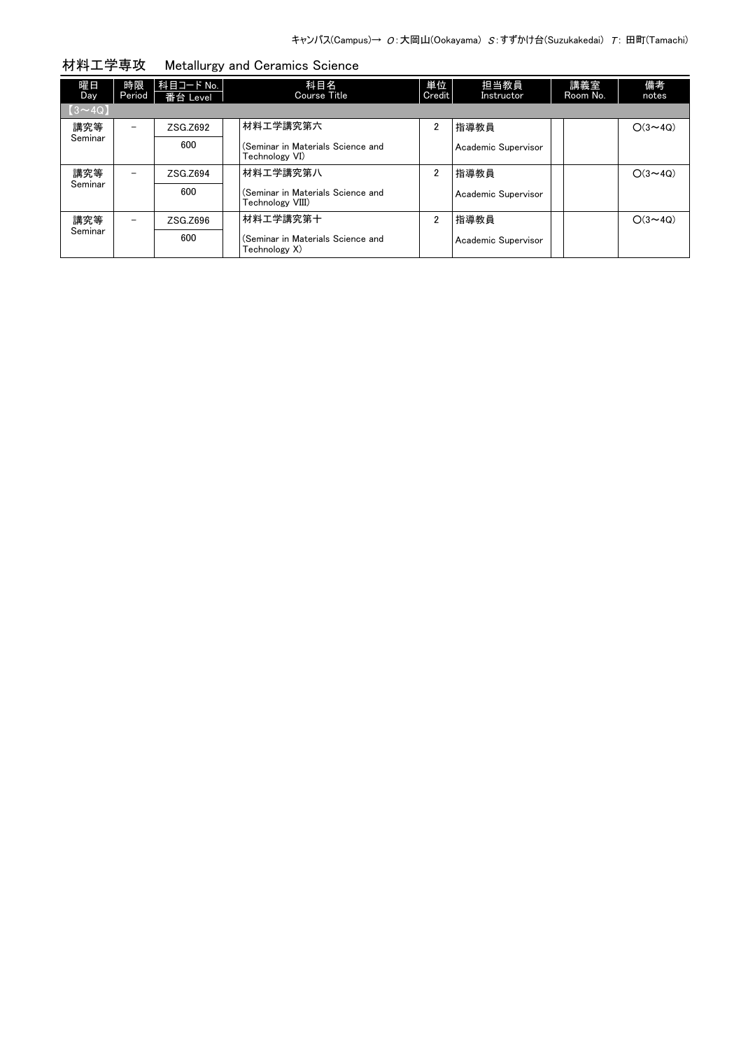キャンパス(Campus)→ O：大岡山(Ookayama)　S：すずかけ台(Suzukakedai)　T：田町(Tamachi)

## 材料工学専攻　Metallurgy and Ceramics Science

| 曜日 Day | 時限 Period | 科目コード No. / 番台 Level | 科目名 Course Title | 単位 Credit | 担当教員 Instructor | 講義室 Room No. | 備考 notes |
|---|---|---|---|---|---|---|---|
| 【3～4Q】 | | | | | | | |
| 講究等 Seminar | － | ZSG.Z692 / 600 | 材料工学講究第六 (Seminar in Materials Science and Technology VI) | 2 | 指導教員 Academic Supervisor | | ○(3～4Q) |
| 講究等 Seminar | － | ZSG.Z694 / 600 | 材料工学講究第八 (Seminar in Materials Science and Technology VIII) | 2 | 指導教員 Academic Supervisor | | ○(3～4Q) |
| 講究等 Seminar | － | ZSG.Z696 / 600 | 材料工学講究第十 (Seminar in Materials Science and Technology X) | 2 | 指導教員 Academic Supervisor | | ○(3～4Q) |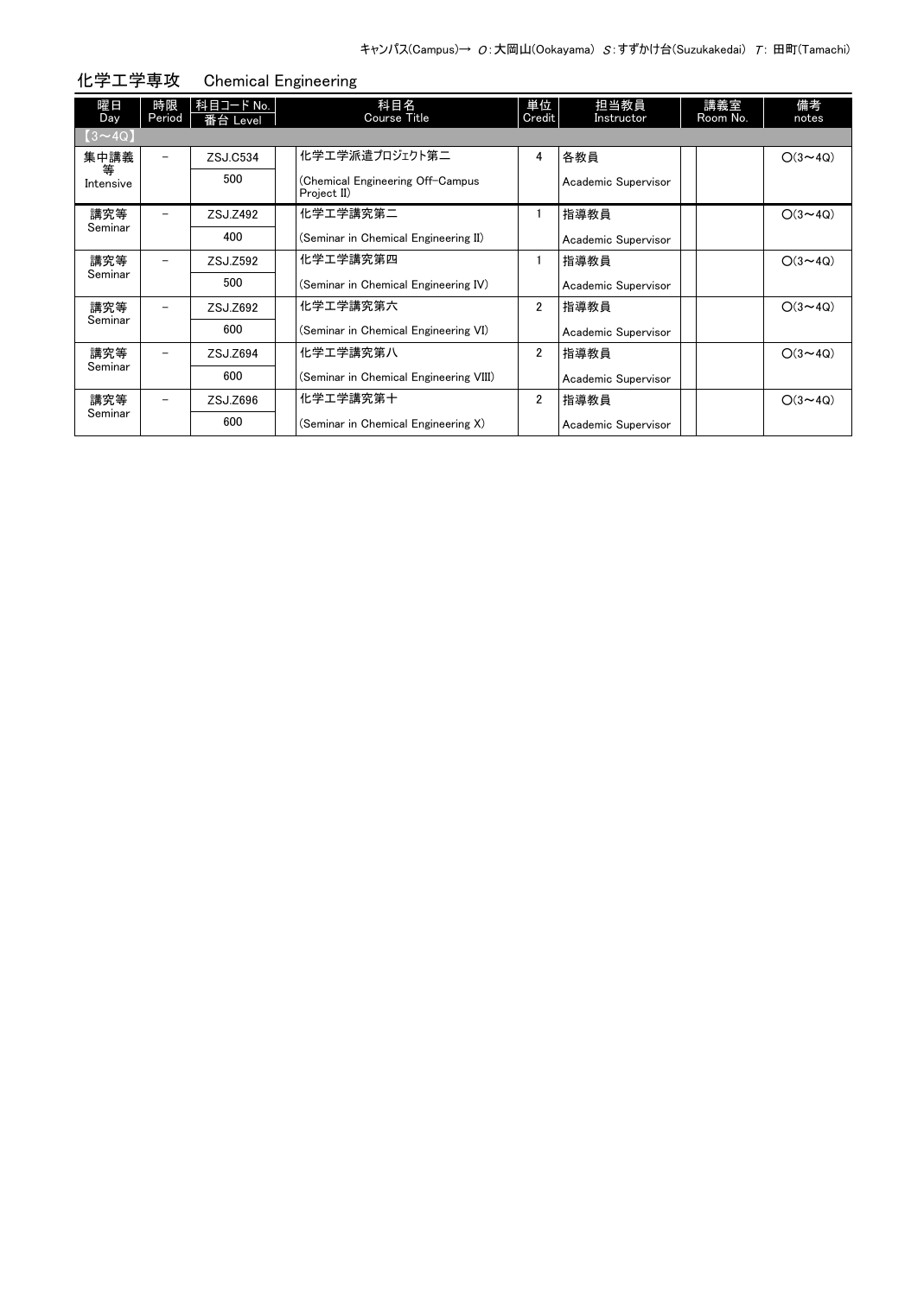キャンパス(Campus)→ O：大岡山(Ookayama) S：すずかけ台(Suzukakedai) T：田町(Tamachi)

## 化学工学専攻　Chemical Engineering

| 曜日 Day | 時限 Period | 科目コード No. 番台 Level | 科目名 Course Title | 単位 Credit | 担当教員 Instructor | 講義室 Room No. | 備考 notes |
|---|---|---|---|---|---|---|---|
| 【3～4Q】 | | | | | | | |
| 集中講義等 Intensive | － | ZSJ.C534 500 | 化学工学派遣プロジェクト第二 (Chemical Engineering Off-Campus Project II) | 4 | 各教員 Academic Supervisor | | O(3～4Q) |
| 講究等 Seminar | － | ZSJ.Z492 400 | 化学工学講究第二 (Seminar in Chemical Engineering II) | 1 | 指導教員 Academic Supervisor | | O(3～4Q) |
| 講究等 Seminar | － | ZSJ.Z592 500 | 化学工学講究第四 (Seminar in Chemical Engineering IV) | 1 | 指導教員 Academic Supervisor | | O(3～4Q) |
| 講究等 Seminar | － | ZSJ.Z692 600 | 化学工学講究第六 (Seminar in Chemical Engineering VI) | 2 | 指導教員 Academic Supervisor | | O(3～4Q) |
| 講究等 Seminar | － | ZSJ.Z694 600 | 化学工学講究第八 (Seminar in Chemical Engineering VIII) | 2 | 指導教員 Academic Supervisor | | O(3～4Q) |
| 講究等 Seminar | － | ZSJ.Z696 600 | 化学工学講究第十 (Seminar in Chemical Engineering X) | 2 | 指導教員 Academic Supervisor | | O(3～4Q) |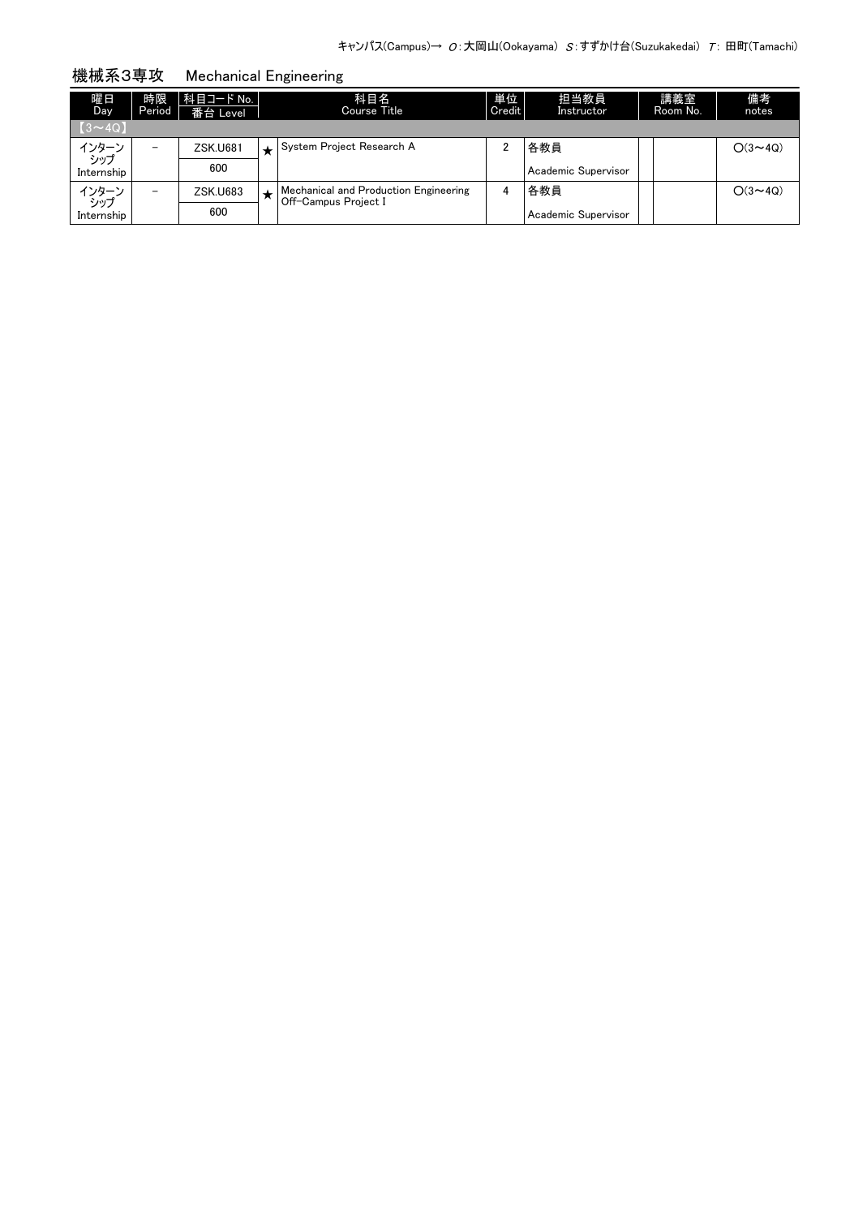キャンパス(Campus)→ O：大岡山(Ookayama) S：すずかけ台(Suzukakedai) T：田町(Tamachi)

## 機械系3専攻　Mechanical Engineering

| 曜日 Day | 時限 Period | 科目コード No. 番台 Level | | 科目名 Course Title | 単位 Credit | 担当教員 Instructor | 講義室 Room No. | | 備考 notes |
|---|---|---|---|---|---|---|---|---|---|
| 【3～4Q】 | | | | | | | | | |
| インターンシップ Internship | － | ZSK.U681 600 | ★ | System Project Research A | 2 | 各教員 Academic Supervisor | | | ○(3～4Q) |
| インターンシップ Internship | － | ZSK.U683 600 | ★ | Mechanical and Production Engineering Off-Campus Project I | 4 | 各教員 Academic Supervisor | | | ○(3～4Q) |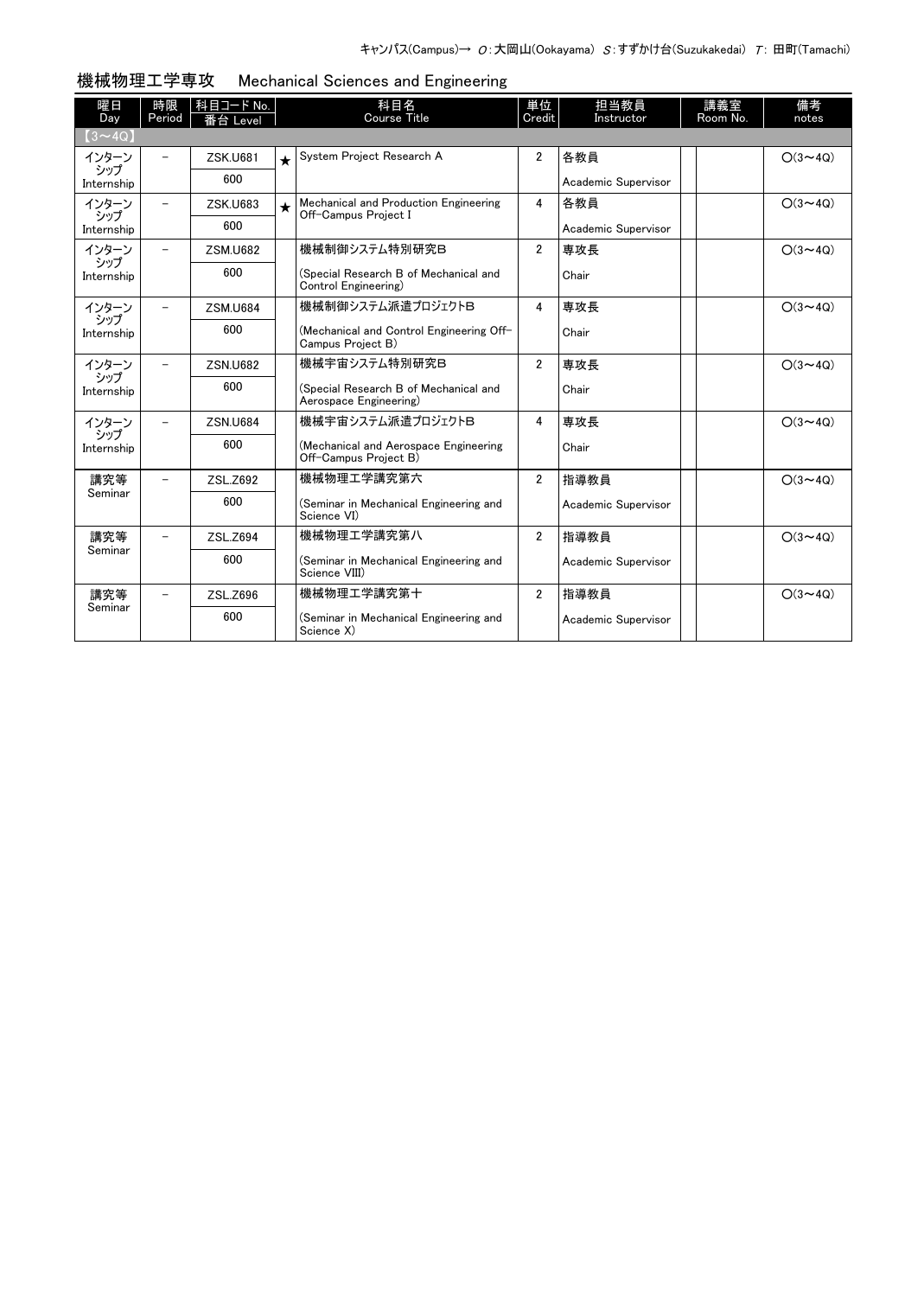キャンパス(Campus)→ O:大岡山(Ookayama) S:すずかけ台(Suzukakedai) T: 田町(Tamachi)

## 機械物理工学専攻　Mechanical Sciences and Engineering

| 曜日 Day | 時限 Period | 科目コード No. 番台 Level | | 科目名 Course Title | 単位 Credit | 担当教員 Instructor | 講義室 Room No. | | 備考 notes |
|---|---|---|---|---|---|---|---|---|---|
| 【3～4Q】 | | | | | | | | | |
| インターンシップ Internship | － | ZSK.U681 600 | ★ | System Project Research A | 2 | 各教員 Academic Supervisor | | | ○(3～4Q) |
| インターンシップ Internship | － | ZSK.U683 600 | ★ | Mechanical and Production Engineering Off-Campus Project I | 4 | 各教員 Academic Supervisor | | | ○(3～4Q) |
| インターンシップ Internship | － | ZSM.U682 600 | | 機械制御システム特別研究B (Special Research B of Mechanical and Control Engineering) | 2 | 専攻長 Chair | | | ○(3～4Q) |
| インターンシップ Internship | － | ZSM.U684 600 | | 機械制御システム派遣プロジェクトB (Mechanical and Control Engineering Off-Campus Project B) | 4 | 専攻長 Chair | | | ○(3～4Q) |
| インターンシップ Internship | － | ZSN.U682 600 | | 機械宇宙システム特別研究B (Special Research B of Mechanical and Aerospace Engineering) | 2 | 専攻長 Chair | | | ○(3～4Q) |
| インターンシップ Internship | － | ZSN.U684 600 | | 機械宇宙システム派遣プロジェクトB (Mechanical and Aerospace Engineering Off-Campus Project B) | 4 | 専攻長 Chair | | | ○(3～4Q) |
| 講究等 Seminar | － | ZSL.Z692 600 | | 機械物理工学講究第六 (Seminar in Mechanical Engineering and Science VI) | 2 | 指導教員 Academic Supervisor | | | ○(3～4Q) |
| 講究等 Seminar | － | ZSL.Z694 600 | | 機械物理工学講究第八 (Seminar in Mechanical Engineering and Science VIII) | 2 | 指導教員 Academic Supervisor | | | ○(3～4Q) |
| 講究等 Seminar | － | ZSL.Z696 600 | | 機械物理工学講究第十 (Seminar in Mechanical Engineering and Science X) | 2 | 指導教員 Academic Supervisor | | | ○(3～4Q) |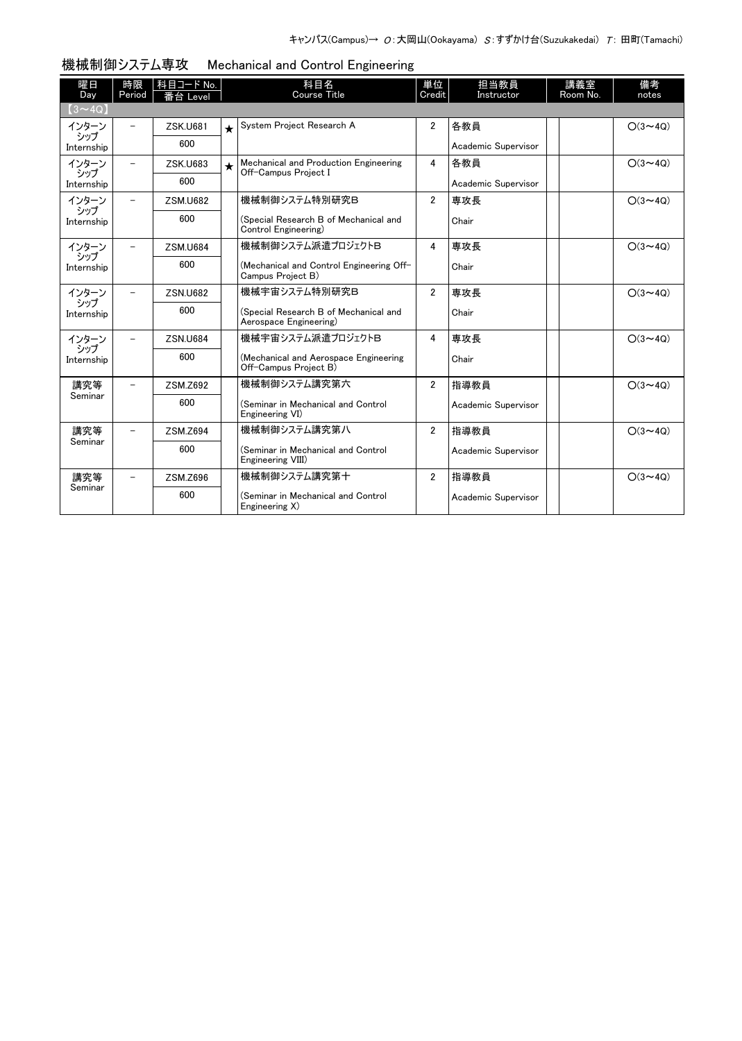キャンパス(Campus)→ O：大岡山(Ookayama) S：すずかけ台(Suzukakedai) T：田町(Tamachi)

## 機械制御システム専攻　Mechanical and Control Engineering

| 曜日 Day | 時限 Period | 科目コード No. 番台 Level | | 科目名 Course Title | 単位 Credit | 担当教員 Instructor | 講義室 Room No. | | 備考 notes |
|---|---|---|---|---|---|---|---|---|---|
| 【3～4Q】 | | | | | | | | | |
| インターンシップ Internship | － | ZSK.U681 600 | ★ | System Project Research A | 2 | 各教員 Academic Supervisor | | | ○(3～4Q) |
| インターンシップ Internship | － | ZSK.U683 600 | ★ | Mechanical and Production Engineering Off-Campus Project I | 4 | 各教員 Academic Supervisor | | | ○(3～4Q) |
| インターンシップ Internship | － | ZSM.U682 600 | | 機械制御システム特別研究B (Special Research B of Mechanical and Control Engineering) | 2 | 専攻長 Chair | | | ○(3～4Q) |
| インターンシップ Internship | － | ZSM.U684 600 | | 機械制御システム派遣プロジェクトB (Mechanical and Control Engineering Off-Campus Project B) | 4 | 専攻長 Chair | | | ○(3～4Q) |
| インターンシップ Internship | － | ZSN.U682 600 | | 機械宇宙システム特別研究B (Special Research B of Mechanical and Aerospace Engineering) | 2 | 専攻長 Chair | | | ○(3～4Q) |
| インターンシップ Internship | － | ZSN.U684 600 | | 機械宇宙システム派遣プロジェクトB (Mechanical and Aerospace Engineering Off-Campus Project B) | 4 | 専攻長 Chair | | | ○(3～4Q) |
| 講究等 Seminar | － | ZSM.Z692 600 | | 機械制御システム講究第六 (Seminar in Mechanical and Control Engineering VI) | 2 | 指導教員 Academic Supervisor | | | ○(3～4Q) |
| 講究等 Seminar | － | ZSM.Z694 600 | | 機械制御システム講究第八 (Seminar in Mechanical and Control Engineering VIII) | 2 | 指導教員 Academic Supervisor | | | ○(3～4Q) |
| 講究等 Seminar | － | ZSM.Z696 600 | | 機械制御システム講究第十 (Seminar in Mechanical and Control Engineering X) | 2 | 指導教員 Academic Supervisor | | | ○(3～4Q) |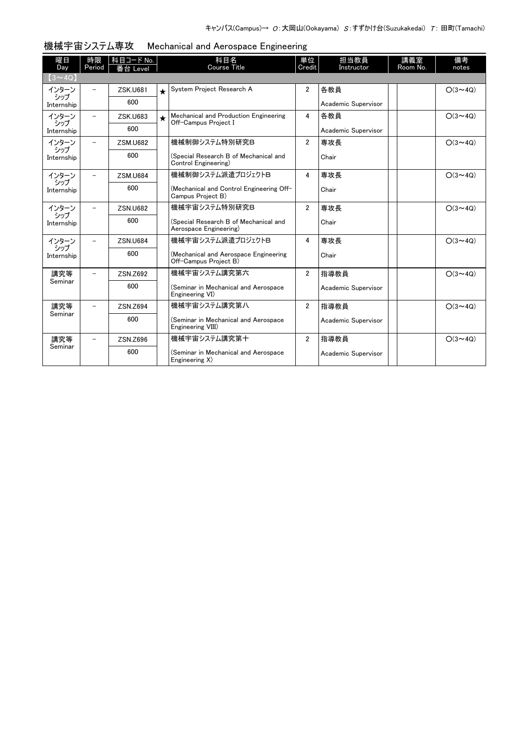キャンパス(Campus)→ O：大岡山(Ookayama)　S：すずかけ台(Suzukakedai)　T：田町(Tamachi)

## 機械宇宙システム専攻　Mechanical and Aerospace Engineering

| 曜日 Day | 時限 Period | 科目コード No. 番台 Level | | 科目名 Course Title | 単位 Credit | 担当教員 Instructor | 講義室 Room No. | | 備考 notes |
|---|---|---|---|---|---|---|---|---|---|
| 【3～4Q】 | | | | | | | | | |
| インターンシップ Internship | － | ZSK.U681 600 | ★ | System Project Research A | 2 | 各教員 Academic Supervisor | | | ○(3～4Q) |
| インターンシップ Internship | － | ZSK.U683 600 | ★ | Mechanical and Production Engineering Off-Campus Project I | 4 | 各教員 Academic Supervisor | | | ○(3～4Q) |
| インターンシップ Internship | － | ZSM.U682 600 | | 機械制御システム特別研究B (Special Research B of Mechanical and Control Engineering) | 2 | 専攻長 Chair | | | ○(3～4Q) |
| インターンシップ Internship | － | ZSM.U684 600 | | 機械制御システム派遣プロジェクトB (Mechanical and Control Engineering Off-Campus Project B) | 4 | 専攻長 Chair | | | ○(3～4Q) |
| インターンシップ Internship | － | ZSN.U682 600 | | 機械宇宙システム特別研究B (Special Research B of Mechanical and Aerospace Engineering) | 2 | 専攻長 Chair | | | ○(3～4Q) |
| インターンシップ Internship | － | ZSN.U684 600 | | 機械宇宙システム派遣プロジェクトB (Mechanical and Aerospace Engineering Off-Campus Project B) | 4 | 専攻長 Chair | | | ○(3～4Q) |
| 講究等 Seminar | － | ZSN.Z692 600 | | 機械宇宙システム講究第六 (Seminar in Mechanical and Aerospace Engineering VI) | 2 | 指導教員 Academic Supervisor | | | ○(3～4Q) |
| 講究等 Seminar | － | ZSN.Z694 600 | | 機械宇宙システム講究第八 (Seminar in Mechanical and Aerospace Engineering VIII) | 2 | 指導教員 Academic Supervisor | | | ○(3～4Q) |
| 講究等 Seminar | － | ZSN.Z696 600 | | 機械宇宙システム講究第十 (Seminar in Mechanical and Aerospace Engineering X) | 2 | 指導教員 Academic Supervisor | | | ○(3～4Q) |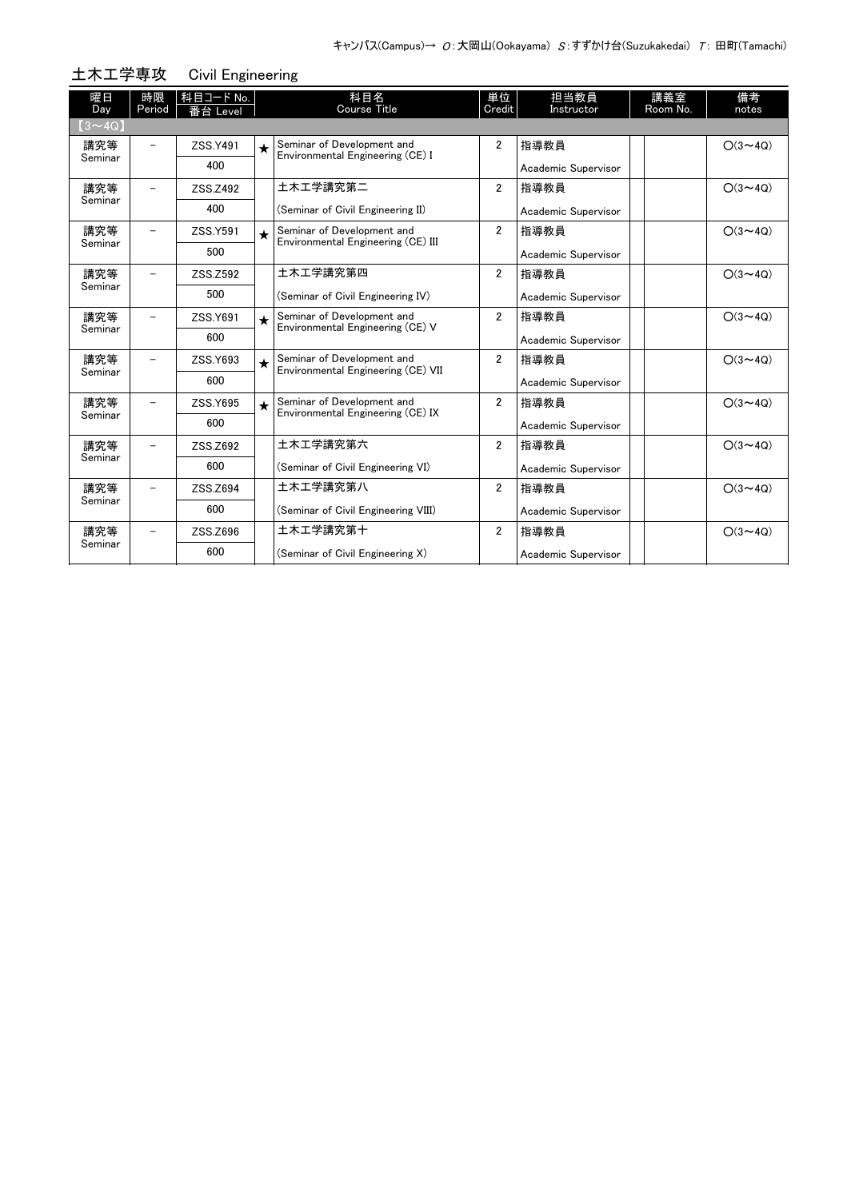キャンパス(Campus)→ O:大岡山(Ookayama) S:すずかけ台(Suzukakedai) T: 田町(Tamachi)

## 土木工学専攻 Civil Engineering

| 曜日 Day | 時限 Period | 科目コード No. 番台 Level | | 科目名 Course Title | 単位 Credit | 担当教員 Instructor | 講義室 Room No. | 備考 notes |
|---|---|---|---|---|---|---|---|---|
| 【3～4Q】 | | | | | | | | |
| 講究等 Seminar | － | ZSS.Y491 400 | ★ | Seminar of Development and Environmental Engineering (CE) I | 2 | 指導教員 Academic Supervisor | | O(3～4Q) |
| 講究等 Seminar | － | ZSS.Z492 400 | | 土木工学講究第二 (Seminar of Civil Engineering II) | 2 | 指導教員 Academic Supervisor | | O(3～4Q) |
| 講究等 Seminar | － | ZSS.Y591 500 | ★ | Seminar of Development and Environmental Engineering (CE) III | 2 | 指導教員 Academic Supervisor | | O(3～4Q) |
| 講究等 Seminar | － | ZSS.Z592 500 | | 土木工学講究第四 (Seminar of Civil Engineering IV) | 2 | 指導教員 Academic Supervisor | | O(3～4Q) |
| 講究等 Seminar | － | ZSS.Y691 600 | ★ | Seminar of Development and Environmental Engineering (CE) V | 2 | 指導教員 Academic Supervisor | | O(3～4Q) |
| 講究等 Seminar | － | ZSS.Y693 600 | ★ | Seminar of Development and Environmental Engineering (CE) VII | 2 | 指導教員 Academic Supervisor | | O(3～4Q) |
| 講究等 Seminar | － | ZSS.Y695 600 | ★ | Seminar of Development and Environmental Engineering (CE) IX | 2 | 指導教員 Academic Supervisor | | O(3～4Q) |
| 講究等 Seminar | － | ZSS.Z692 600 | | 土木工学講究第六 (Seminar of Civil Engineering VI) | 2 | 指導教員 Academic Supervisor | | O(3～4Q) |
| 講究等 Seminar | － | ZSS.Z694 600 | | 土木工学講究第八 (Seminar of Civil Engineering VIII) | 2 | 指導教員 Academic Supervisor | | O(3～4Q) |
| 講究等 Seminar | － | ZSS.Z696 600 | | 土木工学講究第十 (Seminar of Civil Engineering X) | 2 | 指導教員 Academic Supervisor | | O(3～4Q) |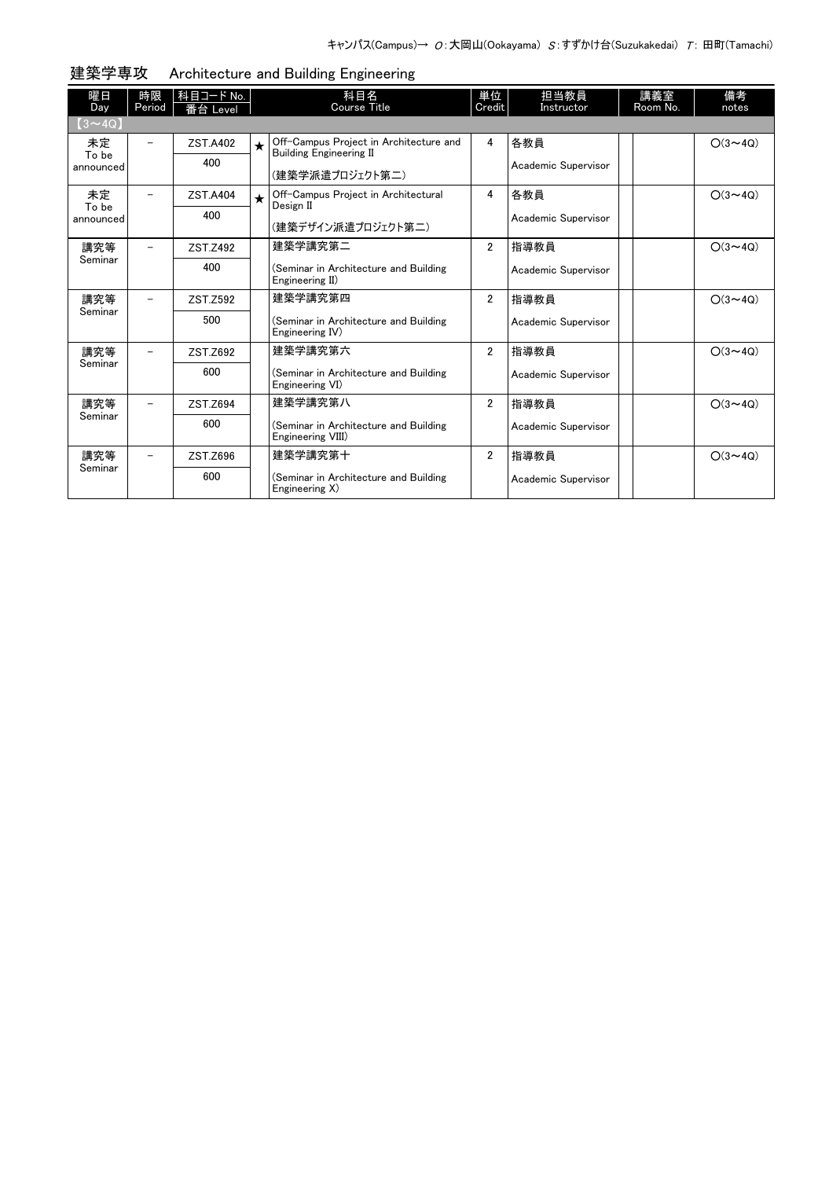キャンパス(Campus)→ O:大岡山(Ookayama) S:すずかけ台(Suzukakedai) T: 田町(Tamachi)

## 建築学専攻　Architecture and Building Engineering

| 曜日 Day | 時限 Period | 科目コード No. 番台 Level | | 科目名 Course Title | 単位 Credit | 担当教員 Instructor | 講義室 Room No. | 備考 notes |
|---|---|---|---|---|---|---|---|---|
| 【3～4Q】 | | | | | | | | |
| 未定 To be announced | － | ZST.A402 400 | ★ | Off-Campus Project in Architecture and Building Engineering II (建築学派遣プロジェクト第二) | 4 | 各教員 Academic Supervisor | | ○(3～4Q) |
| 未定 To be announced | － | ZST.A404 400 | ★ | Off-Campus Project in Architectural Design II (建築デザイン派遣プロジェクト第二) | 4 | 各教員 Academic Supervisor | | ○(3～4Q) |
| 講究等 Seminar | － | ZST.Z492 400 | | 建築学講究第二 (Seminar in Architecture and Building Engineering II) | 2 | 指導教員 Academic Supervisor | | ○(3～4Q) |
| 講究等 Seminar | － | ZST.Z592 500 | | 建築学講究第四 (Seminar in Architecture and Building Engineering IV) | 2 | 指導教員 Academic Supervisor | | ○(3～4Q) |
| 講究等 Seminar | － | ZST.Z692 600 | | 建築学講究第六 (Seminar in Architecture and Building Engineering VI) | 2 | 指導教員 Academic Supervisor | | ○(3～4Q) |
| 講究等 Seminar | － | ZST.Z694 600 | | 建築学講究第八 (Seminar in Architecture and Building Engineering VIII) | 2 | 指導教員 Academic Supervisor | | ○(3～4Q) |
| 講究等 Seminar | － | ZST.Z696 600 | | 建築学講究第十 (Seminar in Architecture and Building Engineering X) | 2 | 指導教員 Academic Supervisor | | ○(3～4Q) |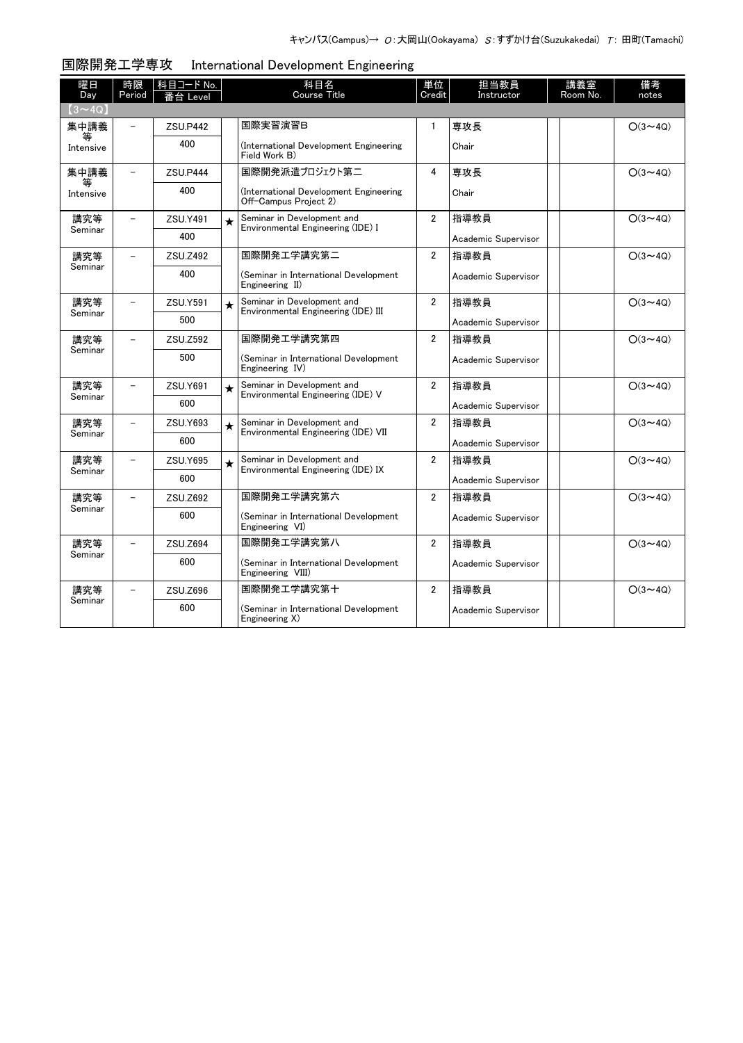キャンパス(Campus)→ O：大岡山(Ookayama) S：すずかけ台(Suzukakedai) T：田町(Tamachi)

## 国際開発工学専攻　International Development Engineering

| 曜日 Day | 時限 Period | 科目コード No. 番台 Level | | 科目名 Course Title | 単位 Credit | 担当教員 Instructor | 講義室 Room No. | | 備考 notes |
|---|---|---|---|---|---|---|---|---|---|
| 【3～4Q】 | | | | | | | | | |
| 集中講義等 Intensive | － | ZSU.P442 400 | | 国際実習演習B (International Development Engineering Field Work B) | 1 | 専攻長 Chair | | | ○(3～4Q) |
| 集中講義等 Intensive | － | ZSU.P444 400 | | 国際開発派遣プロジェクト第二 (International Development Engineering Off-Campus Project 2) | 4 | 専攻長 Chair | | | ○(3～4Q) |
| 講究等 Seminar | － | ZSU.Y491 400 | ★ | Seminar in Development and Environmental Engineering (IDE) I | 2 | 指導教員 Academic Supervisor | | | ○(3～4Q) |
| 講究等 Seminar | － | ZSU.Z492 400 | | 国際開発工学講究第二 (Seminar in International Development Engineering II) | 2 | 指導教員 Academic Supervisor | | | ○(3～4Q) |
| 講究等 Seminar | － | ZSU.Y591 500 | ★ | Seminar in Development and Environmental Engineering (IDE) III | 2 | 指導教員 Academic Supervisor | | | ○(3～4Q) |
| 講究等 Seminar | － | ZSU.Z592 500 | | 国際開発工学講究第四 (Seminar in International Development Engineering IV) | 2 | 指導教員 Academic Supervisor | | | ○(3～4Q) |
| 講究等 Seminar | － | ZSU.Y691 600 | ★ | Seminar in Development and Environmental Engineering (IDE) V | 2 | 指導教員 Academic Supervisor | | | ○(3～4Q) |
| 講究等 Seminar | － | ZSU.Y693 600 | ★ | Seminar in Development and Environmental Engineering (IDE) VII | 2 | 指導教員 Academic Supervisor | | | ○(3～4Q) |
| 講究等 Seminar | － | ZSU.Y695 600 | ★ | Seminar in Development and Environmental Engineering (IDE) IX | 2 | 指導教員 Academic Supervisor | | | ○(3～4Q) |
| 講究等 Seminar | － | ZSU.Z692 600 | | 国際開発工学講究第六 (Seminar in International Development Engineering VI) | 2 | 指導教員 Academic Supervisor | | | ○(3～4Q) |
| 講究等 Seminar | － | ZSU.Z694 600 | | 国際開発工学講究第八 (Seminar in International Development Engineering VIII) | 2 | 指導教員 Academic Supervisor | | | ○(3～4Q) |
| 講究等 Seminar | － | ZSU.Z696 600 | | 国際開発工学講究第十 (Seminar in International Development Engineering X) | 2 | 指導教員 Academic Supervisor | | | ○(3～4Q) |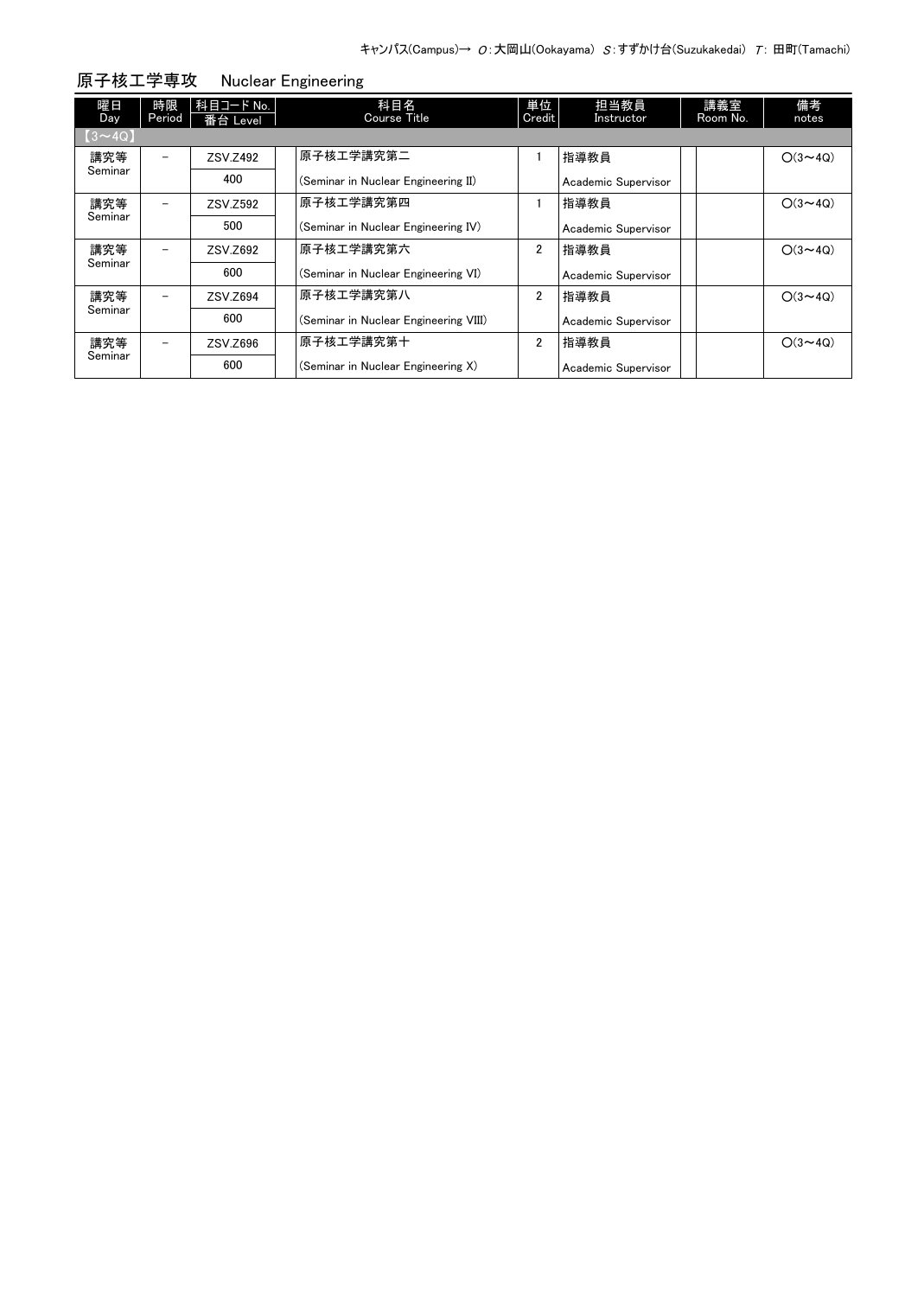キャンパス(Campus)→ O：大岡山(Ookayama) S：すずかけ台(Suzukakedai) T：田町(Tamachi)

## 原子核工学専攻　Nuclear Engineering

| 曜日 Day | 時限 Period | 科目コード No. 番台 Level | 科目名 Course Title | 単位 Credit | 担当教員 Instructor | 講義室 Room No. | 備考 notes |
|---|---|---|---|---|---|---|---|
| 【3～4Q】 | | | | | | | |
| 講究等 Seminar | － | ZSV.Z492<br>400 | 原子核工学講究第二<br>(Seminar in Nuclear Engineering II) | 1 | 指導教員<br>Academic Supervisor | | O(3～4Q) |
| 講究等 Seminar | － | ZSV.Z592<br>500 | 原子核工学講究第四<br>(Seminar in Nuclear Engineering IV) | 1 | 指導教員<br>Academic Supervisor | | O(3～4Q) |
| 講究等 Seminar | － | ZSV.Z692<br>600 | 原子核工学講究第六<br>(Seminar in Nuclear Engineering VI) | 2 | 指導教員<br>Academic Supervisor | | O(3～4Q) |
| 講究等 Seminar | － | ZSV.Z694<br>600 | 原子核工学講究第八<br>(Seminar in Nuclear Engineering VIII) | 2 | 指導教員<br>Academic Supervisor | | O(3～4Q) |
| 講究等 Seminar | － | ZSV.Z696<br>600 | 原子核工学講究第十<br>(Seminar in Nuclear Engineering X) | 2 | 指導教員<br>Academic Supervisor | | O(3～4Q) |